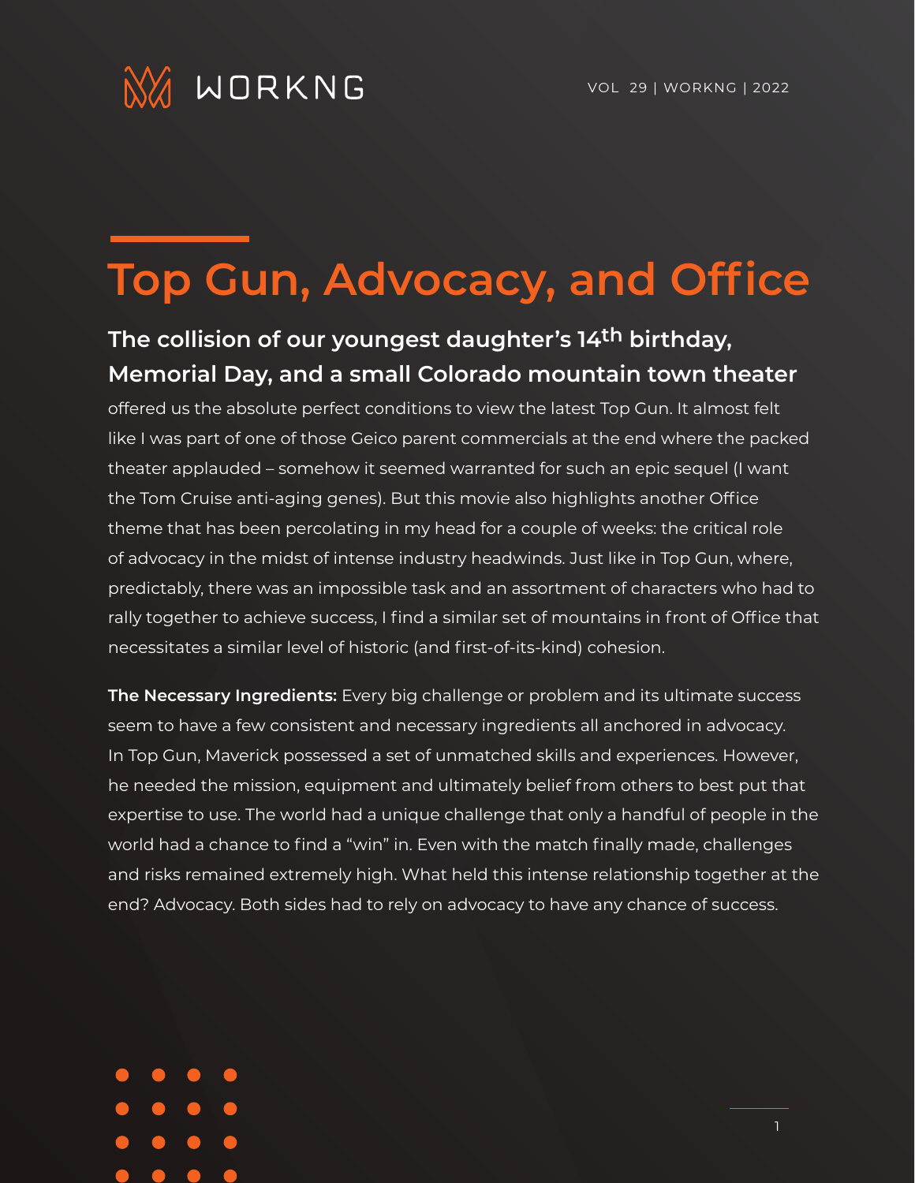# Top Gun, Advocacy, and Office

**The collision of our youngest daughter's 14th birthday, Memorial Day, and a small Colorado mountain town theater** offered us the absolute perfect conditions to view the latest Top Gun. It almost felt like I was part of one of those Geico parent commercials at the end where the packed theater applauded – somehow it seemed warranted for such an epic sequel (I want the Tom Cruise anti-aging genes). But this movie also highlights another Office theme that has been percolating in my head for a couple of weeks: the critical role of advocacy in the midst of intense industry headwinds. Just like in Top Gun, where, predictably, there was an impossible task and an assortment of characters who had to rally together to achieve success, I find a similar set of mountains in front of Office that necessitates a similar level of historic (and first-of-its-kind) cohesion.

**The Necessary Ingredients:** Every big challenge or problem and its ultimate success seem to have a few consistent and necessary ingredients all anchored in advocacy. In Top Gun, Maverick possessed a set of unmatched skills and experiences. However, he needed the mission, equipment and ultimately belief from others to best put that expertise to use. The world had a unique challenge that only a handful of people in the world had a chance to find a "win" in. Even with the match finally made, challenges and risks remained extremely high. What held this intense relationship together at the end? Advocacy. Both sides had to rely on advocacy to have any chance of success.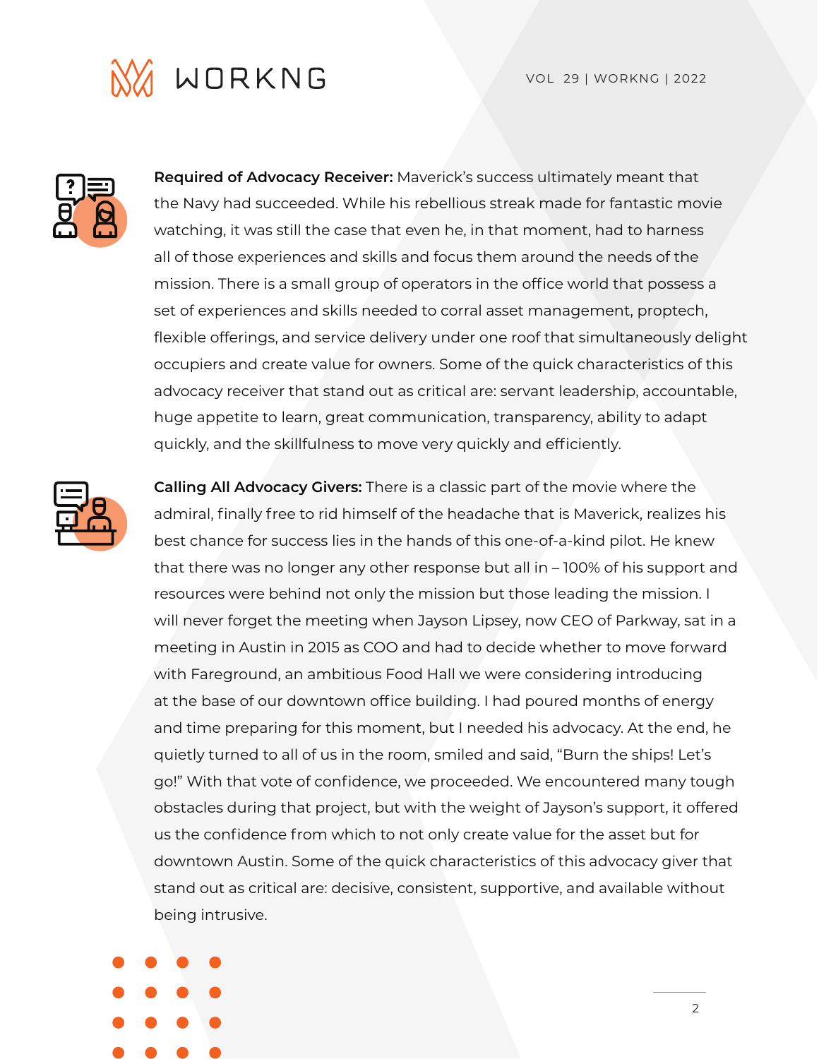**Required of Advocacy Receiver:** Maverick's success ultimately meant that the Navy had succeeded. While his rebellious streak made for fantastic movie watching, it was still the case that even he, in that moment, had to harness all of those experiences and skills and focus them around the needs of the mission. There is a small group of operators in the office world that possess a set of experiences and skills needed to corral asset management, proptech, flexible offerings, and service delivery under one roof that simultaneously delight occupiers and create value for owners. Some of the quick characteristics of this advocacy receiver that stand out as critical are: servant leadership, accountable, huge appetite to learn, great communication, transparency, ability to adapt quickly, and the skillfulness to move very quickly and efficiently.

**Calling All Advocacy Givers:** There is a classic part of the movie where the admiral, finally free to rid himself of the headache that is Maverick, realizes his best chance for success lies in the hands of this one-of-a-kind pilot. He knew that there was no longer any other response but all in – 100% of his support and resources were behind not only the mission but those leading the mission. I will never forget the meeting when Jayson Lipsey, now CEO of Parkway, sat in a meeting in Austin in 2015 as COO and had to decide whether to move forward with Fareground, an ambitious Food Hall we were considering introducing at the base of our downtown office building. I had poured months of energy and time preparing for this moment, but I needed his advocacy. At the end, he quietly turned to all of us in the room, smiled and said, "Burn the ships! Let's go!" With that vote of confidence, we proceeded. We encountered many tough obstacles during that project, but with the weight of Jayson's support, it offered us the confidence from which to not only create value for the asset but for downtown Austin. Some of the quick characteristics of this advocacy giver that stand out as critical are: decisive, consistent, supportive, and available without being intrusive.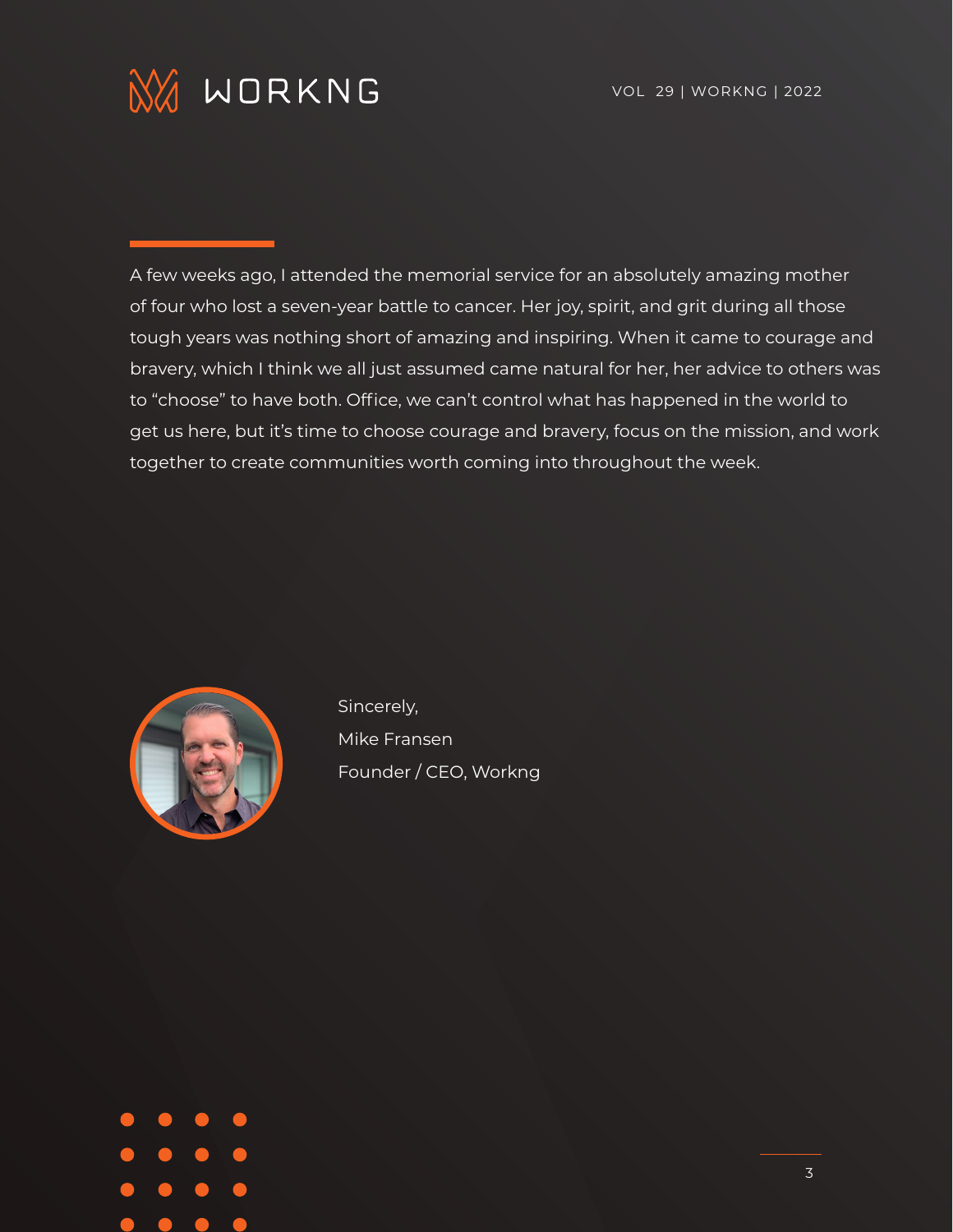A few weeks ago, I attended the memorial service for an absolutely amazing mother of four who lost a seven-year battle to cancer. Her joy, spirit, and grit during all those tough years was nothing short of amazing and inspiring. When it came to courage and bravery, which I think we all just assumed came natural for her, her advice to others was to "choose" to have both. Office, we can't control what has happened in the world to get us here, but it's time to choose courage and bravery, focus on the mission, and work together to create communities worth coming into throughout the week.

Sincerely,
Mike Fransen
Founder / CEO, Workng